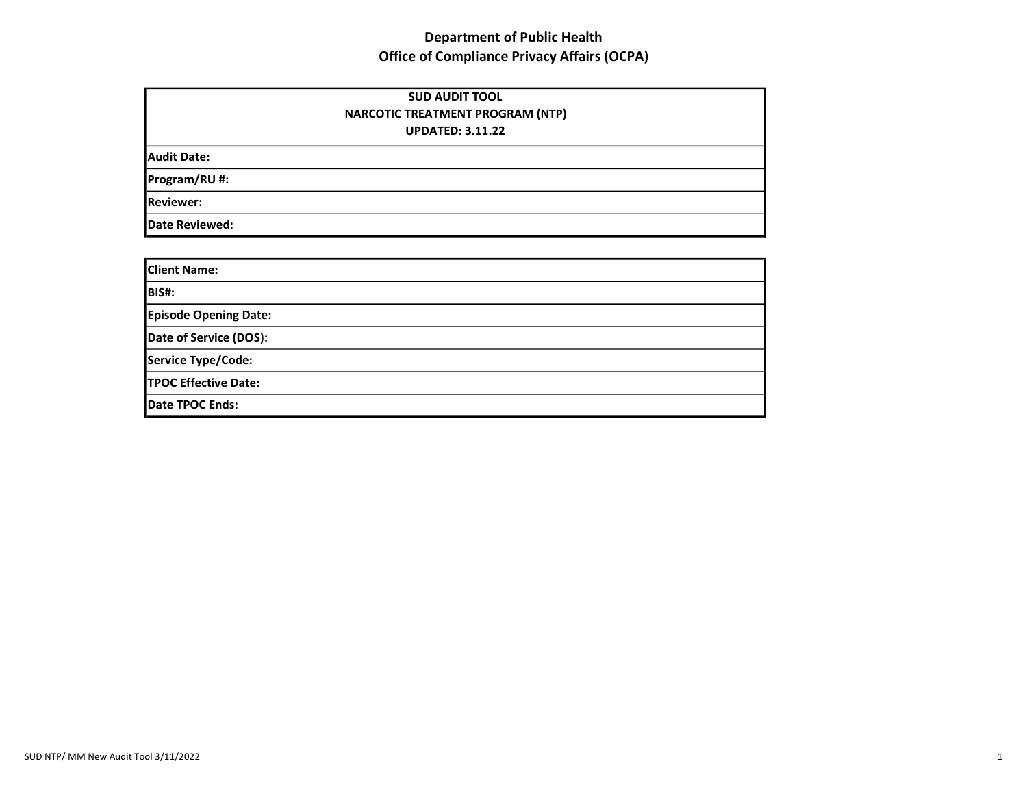# Department of Public Health
## Office of Compliance Privacy Affairs (OCPA)

| SUD AUDIT TOOL<br>NARCOTIC TREATMENT PROGRAM (NTP)<br>UPDATED: 3.11.22 |
|---|
| **Audit Date:** |
| **Program/RU #:** |
| **Reviewer:** |
| **Date Reviewed:** |

| **Client Name:** |
|---|
| **BIS#:** |
| **Episode Opening Date:** |
| **Date of Service (DOS):** |
| **Service Type/Code:** |
| **TPOC Effective Date:** |
| **Date TPOC Ends:** |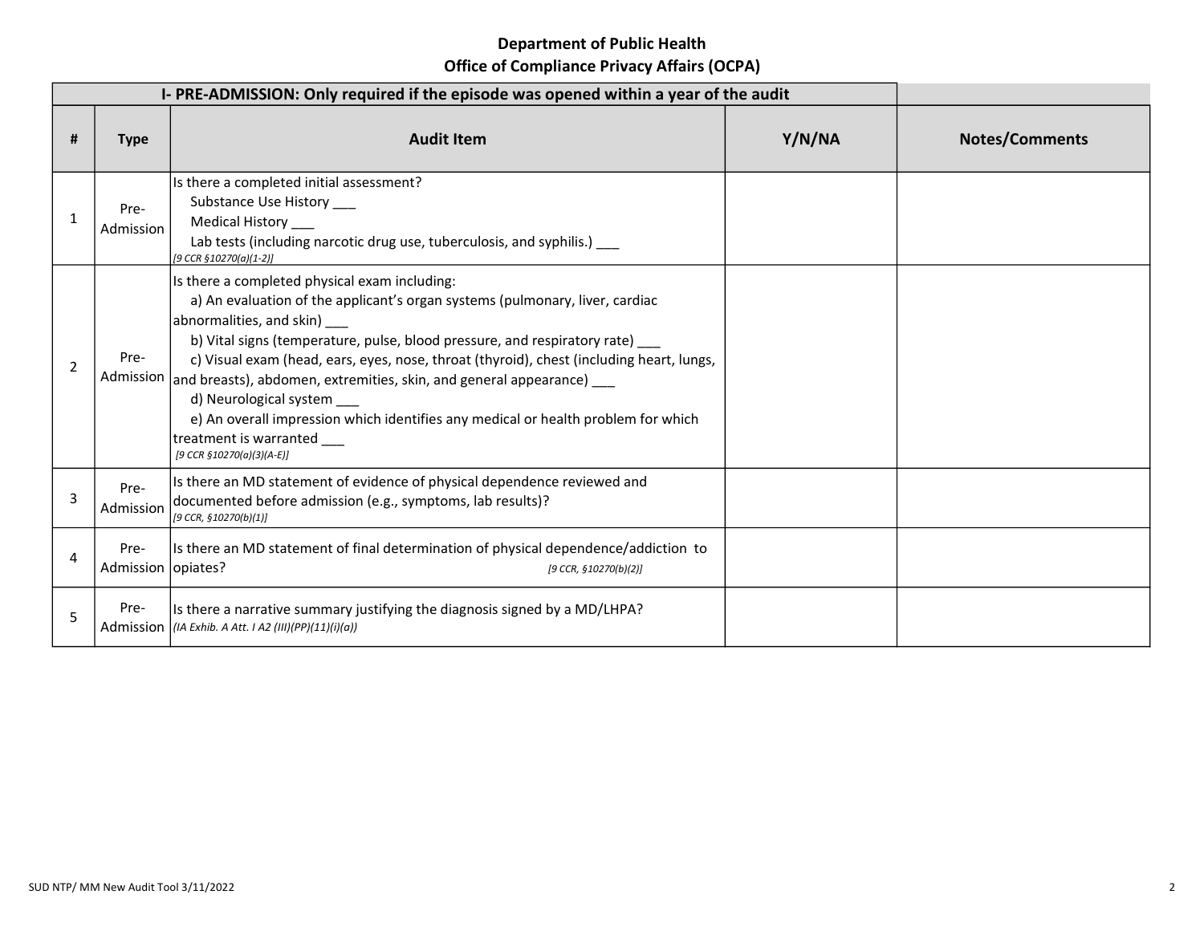**Department of Public Health**
**Office of Compliance Privacy Affairs (OCPA)**

| I- PRE-ADMISSION: Only required if the episode was opened within a year of the audit | | | | |
|---|---|---|---|---|
| **#** | **Type** | **Audit Item** | **Y/N/NA** | **Notes/Comments** |
| 1 | Pre-Admission | Is there a completed initial assessment?<br>Substance Use History ___<br>Medical History ___<br>Lab tests (including narcotic drug use, tuberculosis, and syphilis.) ___<br>*[9 CCR §10270(a)(1-2)]* | | |
| 2 | Pre-Admission | Is there a completed physical exam including:<br>a) An evaluation of the applicant's organ systems (pulmonary, liver, cardiac abnormalities, and skin) ___<br>b) Vital signs (temperature, pulse, blood pressure, and respiratory rate) ___<br>c) Visual exam (head, ears, eyes, nose, throat (thyroid), chest (including heart, lungs, and breasts), abdomen, extremities, skin, and general appearance) ___<br>d) Neurological system ___<br>e) An overall impression which identifies any medical or health problem for which treatment is warranted ___<br>*[9 CCR §10270(a)(3)(A-E)]* | | |
| 3 | Pre-Admission | Is there an MD statement of evidence of physical dependence reviewed and documented before admission (e.g., symptoms, lab results)?<br>*[9 CCR, §10270(b)(1)]* | | |
| 4 | Pre-Admission | Is there an MD statement of final determination of physical dependence/addiction to opiates? *[9 CCR, §10270(b)(2)]* | | |
| 5 | Pre-Admission | Is there a narrative summary justifying the diagnosis signed by a MD/LHPA?<br>*(IA Exhib. A Att. I A2 (III)(PP)(11)(i)(a))* | | |

SUD NTP/ MM New Audit Tool 3/11/2022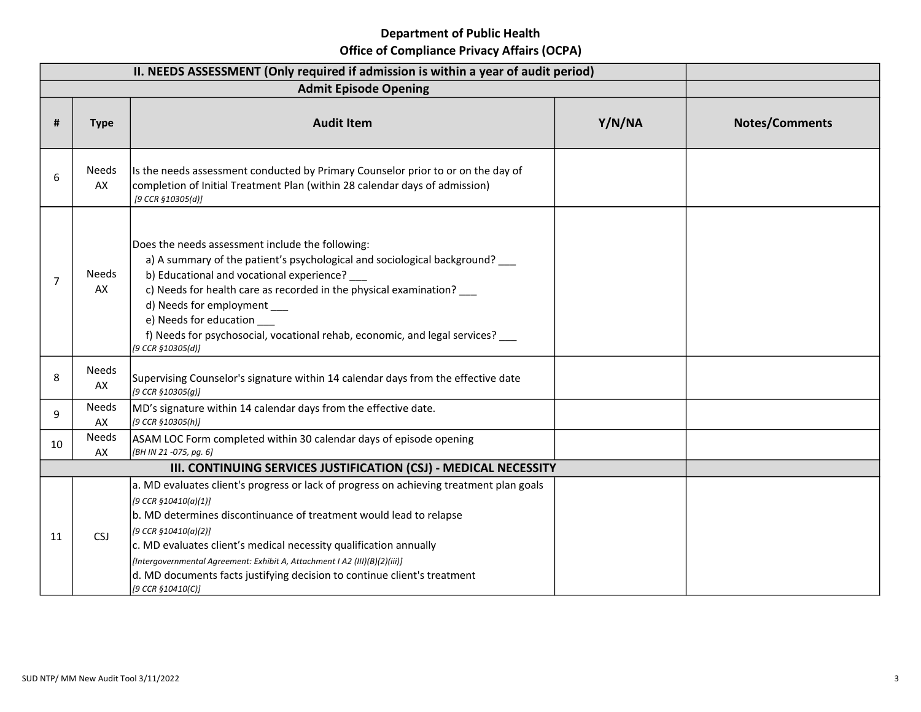**Department of Public Health**
**Office of Compliance Privacy Affairs (OCPA)**

| II. NEEDS ASSESSMENT (Only required if admission is within a year of audit period) | | | | |
|---|---|---|---|---|
| **Admit Episode Opening** | | | | |
| **#** | **Type** | **Audit Item** | **Y/N/NA** | **Notes/Comments** |
| 6 | Needs AX | Is the needs assessment conducted by Primary Counselor prior to or on the day of completion of Initial Treatment Plan (within 28 calendar days of admission)<br>*[9 CCR §10305(d)]* | | |
| 7 | Needs AX | Does the needs assessment include the following:<br>a) A summary of the patient's psychological and sociological background? ___<br>b) Educational and vocational experience? ___<br>c) Needs for health care as recorded in the physical examination? ___<br>d) Needs for employment ___<br>e) Needs for education ___<br>f) Needs for psychosocial, vocational rehab, economic, and legal services? ___<br>*[9 CCR §10305(d)]* | | |
| 8 | Needs AX | Supervising Counselor's signature within 14 calendar days from the effective date<br>*[9 CCR §10305(g)]* | | |
| 9 | Needs AX | MD's signature within 14 calendar days from the effective date.<br>*[9 CCR §10305(h)]* | | |
| 10 | Needs AX | ASAM LOC Form completed within 30 calendar days of episode opening<br>*[BH IN 21 -075, pg. 6]* | | |
| **III. CONTINUING SERVICES JUSTIFICATION (CSJ) - MEDICAL NECESSITY** | | | | |
| 11 | CSJ | a. MD evaluates client's progress or lack of progress on achieving treatment plan goals<br>*[9 CCR §10410(a)(1)]*<br>b. MD determines discontinuance of treatment would lead to relapse<br>*[9 CCR §10410(a)(2)]*<br>c. MD evaluates client's medical necessity qualification annually<br>*[Intergovernmental Agreement: Exhibit A, Attachment I A2 (III)(B)(2)(iii)]*<br>d. MD documents facts justifying decision to continue client's treatment<br>*[9 CCR §10410(C)]* | | |

SUD NTP/ MM New Audit Tool 3/11/2022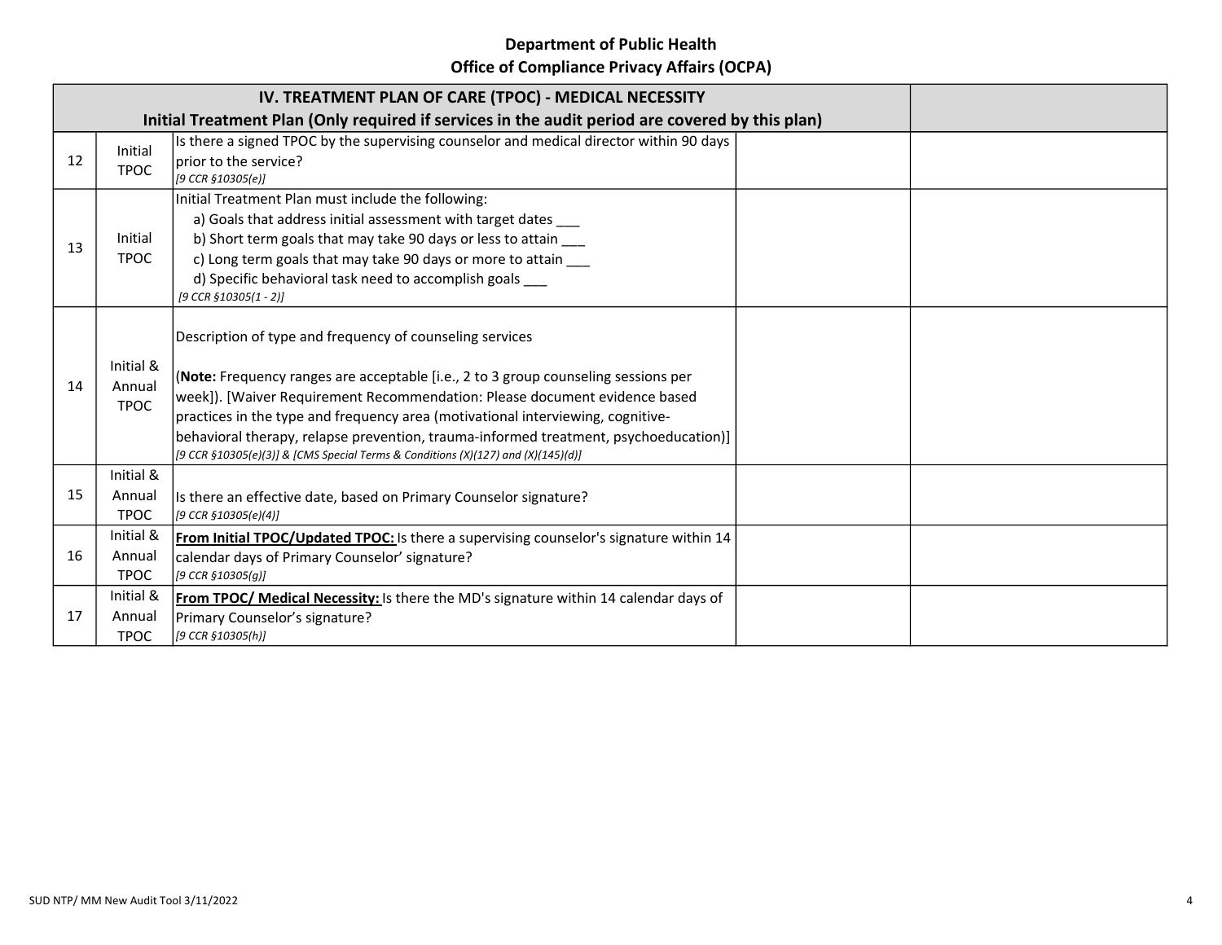## Department of Public Health
## Office of Compliance Privacy Affairs (OCPA)

| IV. TREATMENT PLAN OF CARE (TPOC) - MEDICAL NECESSITY<br>Initial Treatment Plan (Only required if services in the audit period are covered by this plan) | | | | |
|---|---|---|---|---|
| 12 | Initial TPOC | Is there a signed TPOC by the supervising counselor and medical director within 90 days prior to the service?<br>*[9 CCR §10305(e)]* | | |
| 13 | Initial TPOC | Initial Treatment Plan must include the following:<br>a) Goals that address initial assessment with target dates ___<br>b) Short term goals that may take 90 days or less to attain ___<br>c) Long term goals that may take 90 days or more to attain ___<br>d) Specific behavioral task need to accomplish goals ___<br>*[9 CCR §10305(1 - 2)]* | | |
| 14 | Initial & Annual TPOC | Description of type and frequency of counseling services<br><br>(**Note:** Frequency ranges are acceptable [i.e., 2 to 3 group counseling sessions per week]). [Waiver Requirement Recommendation: Please document evidence based practices in the type and frequency area (motivational interviewing, cognitive-behavioral therapy, relapse prevention, trauma-informed treatment, psychoeducation)]<br>*[9 CCR §10305(e)(3)] & [CMS Special Terms & Conditions (X)(127) and (X)(145)(d)]* | | |
| 15 | Initial & Annual TPOC | Is there an effective date, based on Primary Counselor signature?<br>*[9 CCR §10305(e)(4)]* | | |
| 16 | Initial & Annual TPOC | **<u>From Initial TPOC/Updated TPOC:</u>** Is there a supervising counselor's signature within 14 calendar days of Primary Counselor' signature?<br>*[9 CCR §10305(g)]* | | |
| 17 | Initial & Annual TPOC | **<u>From TPOC/ Medical Necessity:</u>** Is there the MD's signature within 14 calendar days of Primary Counselor's signature?<br>*[9 CCR §10305(h)]* | | |

SUD NTP/ MM New Audit Tool 3/11/2022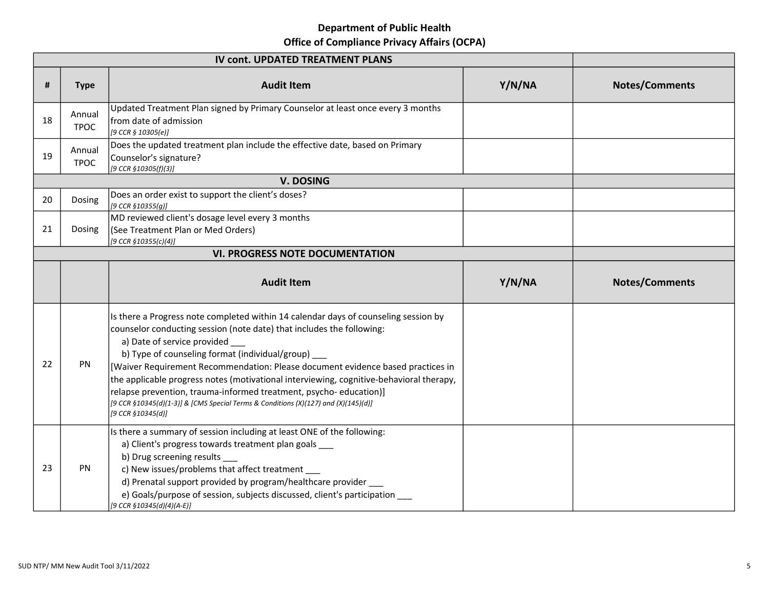**Department of Public Health**
**Office of Compliance Privacy Affairs (OCPA)**

| # | Type | Audit Item | Y/N/NA | Notes/Comments |
|---|---|---|---|---|
| | | **IV cont. UPDATED TREATMENT PLANS** | | |
| 18 | Annual TPOC | Updated Treatment Plan signed by Primary Counselor at least once every 3 months from date of admission *[9 CCR § 10305(e)]* | | |
| 19 | Annual TPOC | Does the updated treatment plan include the effective date, based on Primary Counselor's signature? *[9 CCR §10305(f)(3)]* | | |
| | | **V. DOSING** | | |
| 20 | Dosing | Does an order exist to support the client's doses? *[9 CCR §10355(g)]* | | |
| 21 | Dosing | MD reviewed client's dosage level every 3 months (See Treatment Plan or Med Orders) *[9 CCR §10355(c)(4)]* | | |
| | | **VI. PROGRESS NOTE DOCUMENTATION** | | |
| | | **Audit Item** | **Y/N/NA** | **Notes/Comments** |
| 22 | PN | Is there a Progress note completed within 14 calendar days of counseling session by counselor conducting session (note date) that includes the following:<br>a) Date of service provided ___<br>b) Type of counseling format (individual/group) ___<br>[Waiver Requirement Recommendation: Please document evidence based practices in the applicable progress notes (motivational interviewing, cognitive-behavioral therapy, relapse prevention, trauma-informed treatment, psycho- education)]<br>*[9 CCR §10345(d)(1-3)] & [CMS Special Terms & Conditions (X)(127) and (X)(145)(d)]*<br>*[9 CCR §10345(d)]* | | |
| 23 | PN | Is there a summary of session including at least ONE of the following:<br>a) Client's progress towards treatment plan goals ___<br>b) Drug screening results ___<br>c) New issues/problems that affect treatment ___<br>d) Prenatal support provided by program/healthcare provider ___<br>e) Goals/purpose of session, subjects discussed, client's participation ___<br>*[9 CCR §10345(d)(4)(A-E)]* | | |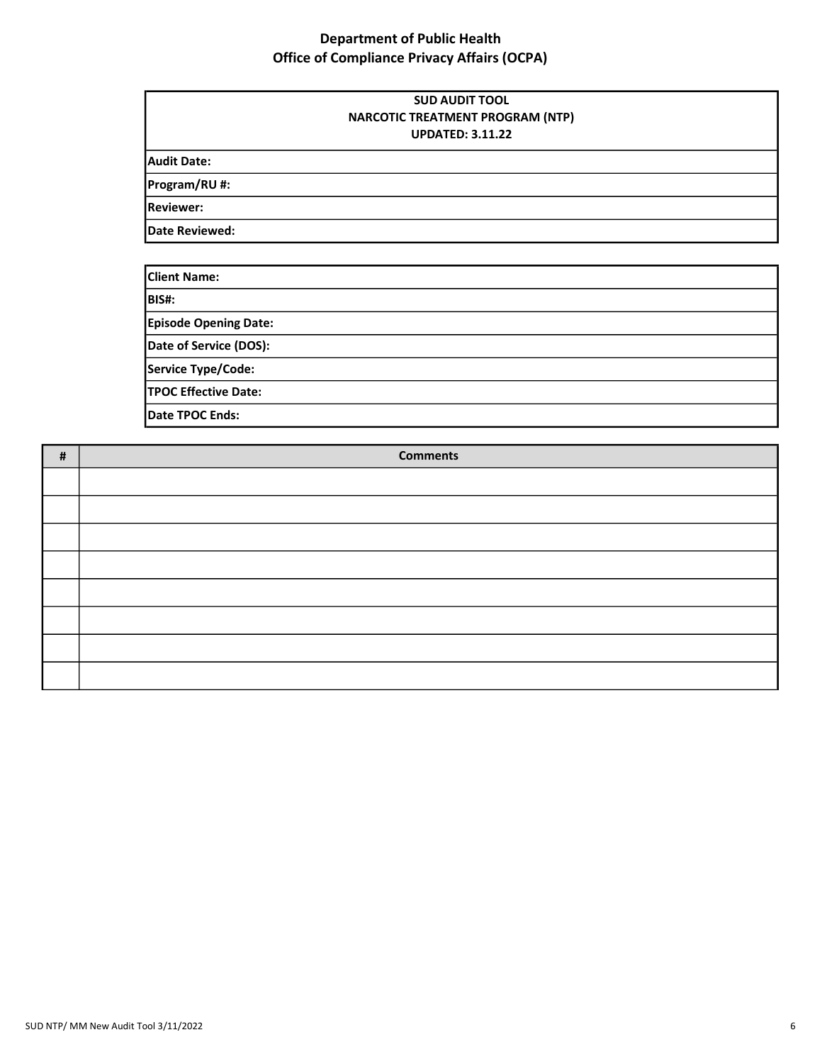**Department of Public Health**
**Office of Compliance Privacy Affairs (OCPA)**

| SUD AUDIT TOOL<br>NARCOTIC TREATMENT PROGRAM (NTP)<br>UPDATED: 3.11.22 |
|---|
| **Audit Date:** |
| **Program/RU #:** |
| **Reviewer:** |
| **Date Reviewed:** |

| **Client Name:** |
|---|
| **BIS#:** |
| **Episode Opening Date:** |
| **Date of Service (DOS):** |
| **Service Type/Code:** |
| **TPOC Effective Date:** |
| **Date TPOC Ends:** |

| # | Comments |
|---|---|
| | |
| | |
| | |
| | |
| | |
| | |
| | |
| | |

SUD NTP/ MM New Audit Tool 3/11/2022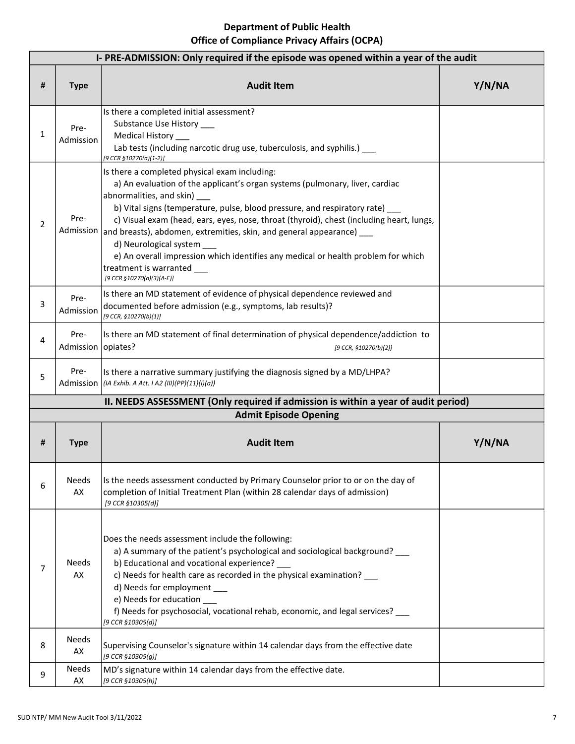**Department of Public Health**
**Office of Compliance Privacy Affairs (OCPA)**

| I- PRE-ADMISSION: Only required if the episode was opened within a year of the audit | | | |
|---|---|---|---|
| **#** | **Type** | **Audit Item** | **Y/N/NA** |
| 1 | Pre-Admission | Is there a completed initial assessment?<br>Substance Use History ___<br>Medical History ___<br>Lab tests (including narcotic drug use, tuberculosis, and syphilis.) ___<br>*[9 CCR §10270(a)(1-2)]* | |
| 2 | Pre-Admission | Is there a completed physical exam including:<br>a) An evaluation of the applicant's organ systems (pulmonary, liver, cardiac abnormalities, and skin) ___<br>b) Vital signs (temperature, pulse, blood pressure, and respiratory rate) ___<br>c) Visual exam (head, ears, eyes, nose, throat (thyroid), chest (including heart, lungs, and breasts), abdomen, extremities, skin, and general appearance) ___<br>d) Neurological system ___<br>e) An overall impression which identifies any medical or health problem for which treatment is warranted ___<br>*[9 CCR §10270(a)(3)(A-E)]* | |
| 3 | Pre-Admission | Is there an MD statement of evidence of physical dependence reviewed and documented before admission (e.g., symptoms, lab results)?<br>*[9 CCR, §10270(b)(1)]* | |
| 4 | Pre-Admission | Is there an MD statement of final determination of physical dependence/addiction to opiates? *[9 CCR, §10270(b)(2)]* | |
| 5 | Pre-Admission | Is there a narrative summary justifying the diagnosis signed by a MD/LHPA?<br>*(IA Exhib. A Att. I A2 (III)(PP)(11)(i)(a))* | |

| II. NEEDS ASSESSMENT (Only required if admission is within a year of audit period) | | | |
|---|---|---|---|
| **Admit Episode Opening** | | | |
| **#** | **Type** | **Audit Item** | **Y/N/NA** |
| 6 | Needs AX | Is the needs assessment conducted by Primary Counselor prior to or on the day of completion of Initial Treatment Plan (within 28 calendar days of admission)<br>*[9 CCR §10305(d)]* | |
| 7 | Needs AX | Does the needs assessment include the following:<br>a) A summary of the patient's psychological and sociological background? ___<br>b) Educational and vocational experience? ___<br>c) Needs for health care as recorded in the physical examination? ___<br>d) Needs for employment ___<br>e) Needs for education ___<br>f) Needs for psychosocial, vocational rehab, economic, and legal services? ___<br>*[9 CCR §10305(d)]* | |
| 8 | Needs AX | Supervising Counselor's signature within 14 calendar days from the effective date<br>*[9 CCR §10305(g)]* | |
| 9 | Needs AX | MD's signature within 14 calendar days from the effective date.<br>*[9 CCR §10305(h)]* | |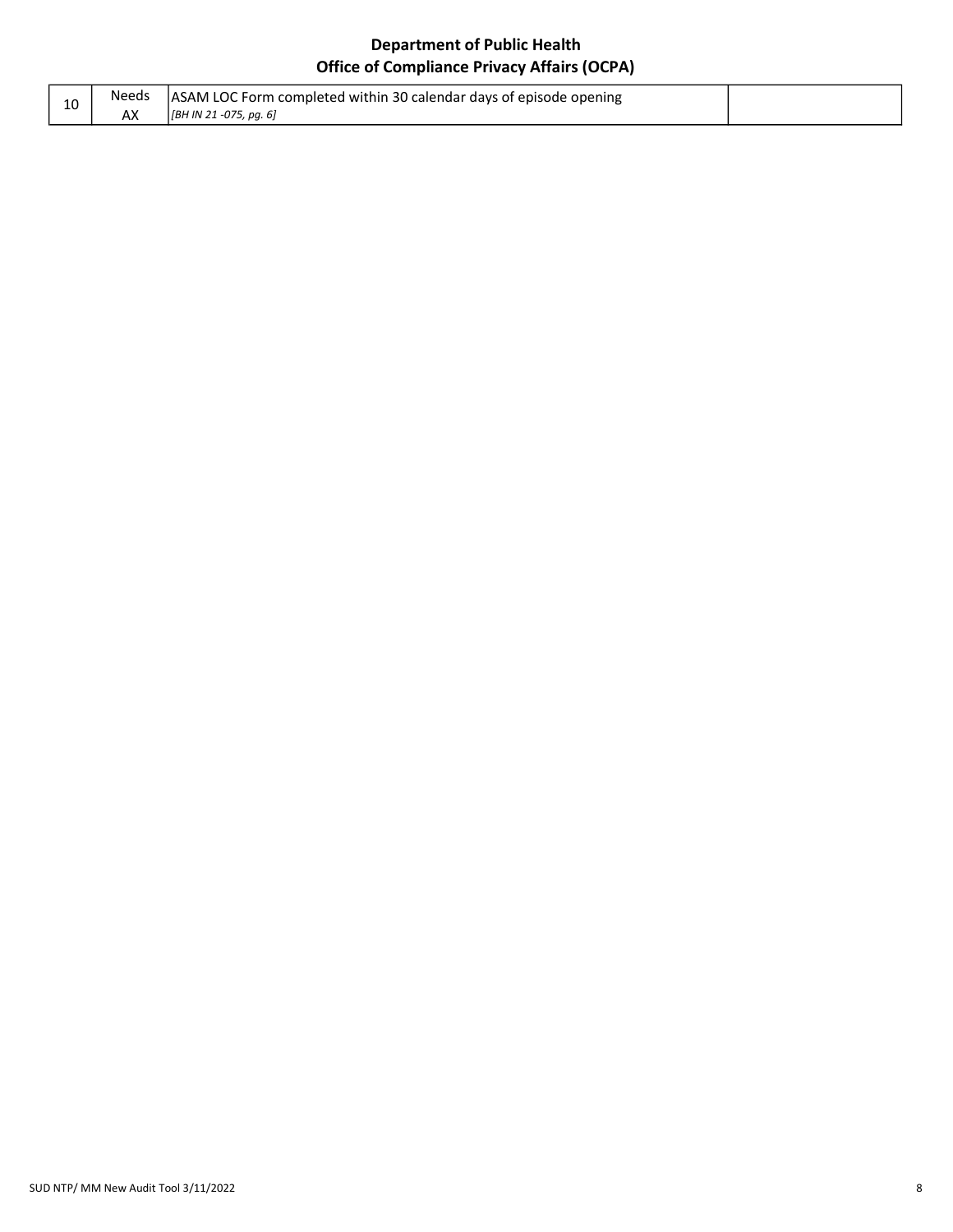**Department of Public Health**
**Office of Compliance Privacy Affairs (OCPA)**

| | | | |
|---|---|---|---|
| 10 | Needs AX | ASAM LOC Form completed within 30 calendar days of episode opening *[BH IN 21 -075, pg. 6]* | |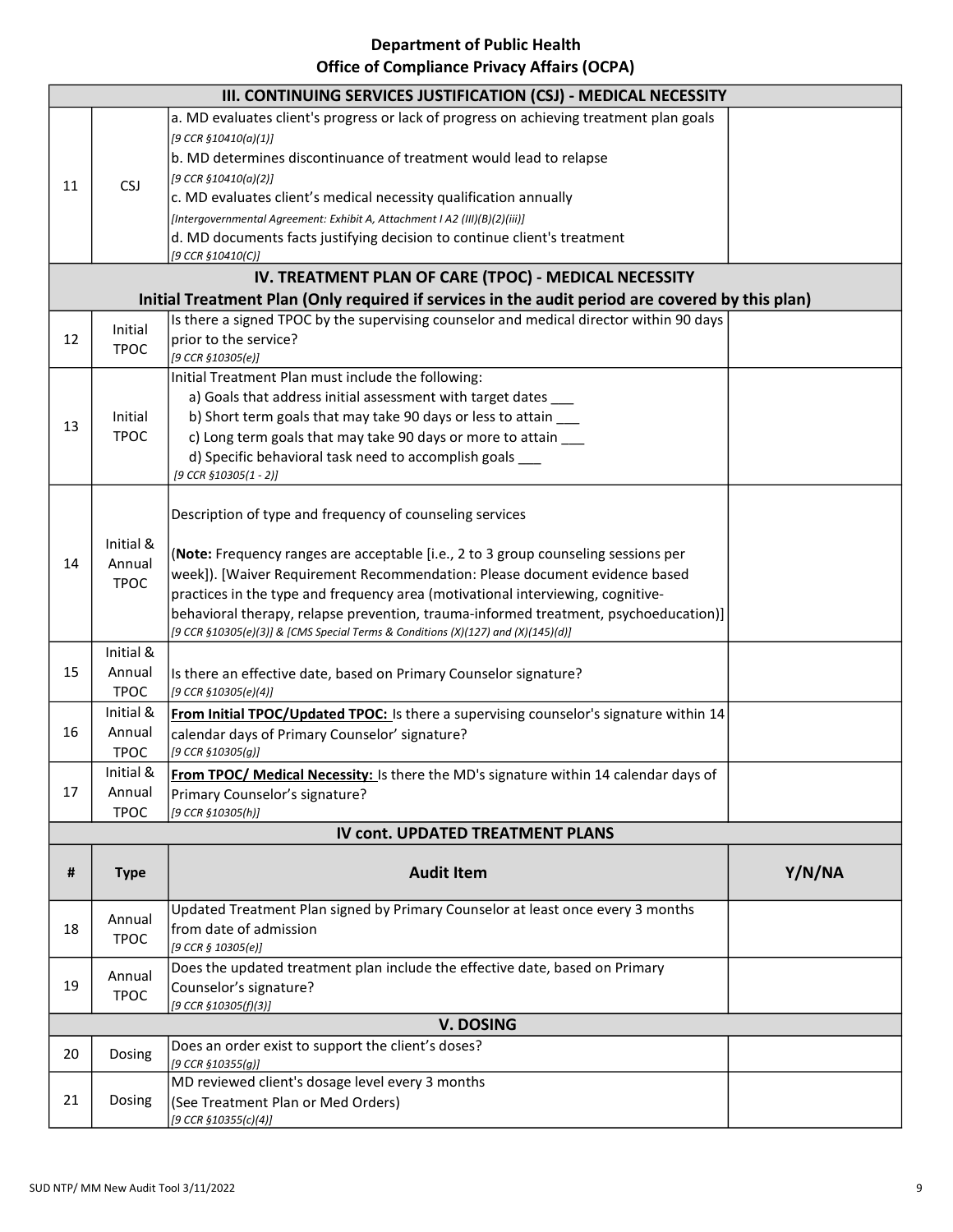**Department of Public Health**
**Office of Compliance Privacy Affairs (OCPA)**

| # | Type | Audit Item | Y/N/NA |
|---|---|---|---|
| **III. CONTINUING SERVICES JUSTIFICATION (CSJ) - MEDICAL NECESSITY** | | | |
| 11 | CSJ | a. MD evaluates client's progress or lack of progress on achieving treatment plan goals *[9 CCR §10410(a)(1)]*<br>b. MD determines discontinuance of treatment would lead to relapse *[9 CCR §10410(a)(2)]*<br>c. MD evaluates client's medical necessity qualification annually *[Intergovernmental Agreement: Exhibit A, Attachment I A2 (III)(B)(2)(iii)]*<br>d. MD documents facts justifying decision to continue client's treatment *[9 CCR §10410(C)]* | |
| **IV. TREATMENT PLAN OF CARE (TPOC) - MEDICAL NECESSITY**<br>**Initial Treatment Plan (Only required if services in the audit period are covered by this plan)** | | | |
| 12 | Initial TPOC | Is there a signed TPOC by the supervising counselor and medical director within 90 days prior to the service? *[9 CCR §10305(e)]* | |
| 13 | Initial TPOC | Initial Treatment Plan must include the following:<br>a) Goals that address initial assessment with target dates ___<br>b) Short term goals that may take 90 days or less to attain ___<br>c) Long term goals that may take 90 days or more to attain ___<br>d) Specific behavioral task need to accomplish goals ___<br>*[9 CCR §10305(1 - 2)]* | |
| 14 | Initial & Annual TPOC | Description of type and frequency of counseling services<br><br>(**Note:** Frequency ranges are acceptable [i.e., 2 to 3 group counseling sessions per week]). [Waiver Requirement Recommendation: Please document evidence based practices in the type and frequency area (motivational interviewing, cognitive-behavioral therapy, relapse prevention, trauma-informed treatment, psychoeducation)] *[9 CCR §10305(e)(3)] & [CMS Special Terms & Conditions (X)(127) and (X)(145)(d)]* | |
| 15 | Initial & Annual TPOC | Is there an effective date, based on Primary Counselor signature? *[9 CCR §10305(e)(4)]* | |
| 16 | Initial & Annual TPOC | **From Initial TPOC/Updated TPOC:** Is there a supervising counselor's signature within 14 calendar days of Primary Counselor' signature? *[9 CCR §10305(g)]* | |
| 17 | Initial & Annual TPOC | **From TPOC/ Medical Necessity:** Is there the MD's signature within 14 calendar days of Primary Counselor's signature? *[9 CCR §10305(h)]* | |
| **IV cont. UPDATED TREATMENT PLANS** | | | |
| **#** | **Type** | **Audit Item** | **Y/N/NA** |
| 18 | Annual TPOC | Updated Treatment Plan signed by Primary Counselor at least once every 3 months from date of admission *[9 CCR § 10305(e)]* | |
| 19 | Annual TPOC | Does the updated treatment plan include the effective date, based on Primary Counselor's signature? *[9 CCR §10305(f)(3)]* | |
| **V. DOSING** | | | |
| 20 | Dosing | Does an order exist to support the client's doses? *[9 CCR §10355(g)]* | |
| 21 | Dosing | MD reviewed client's dosage level every 3 months (See Treatment Plan or Med Orders) *[9 CCR §10355(c)(4)]* | |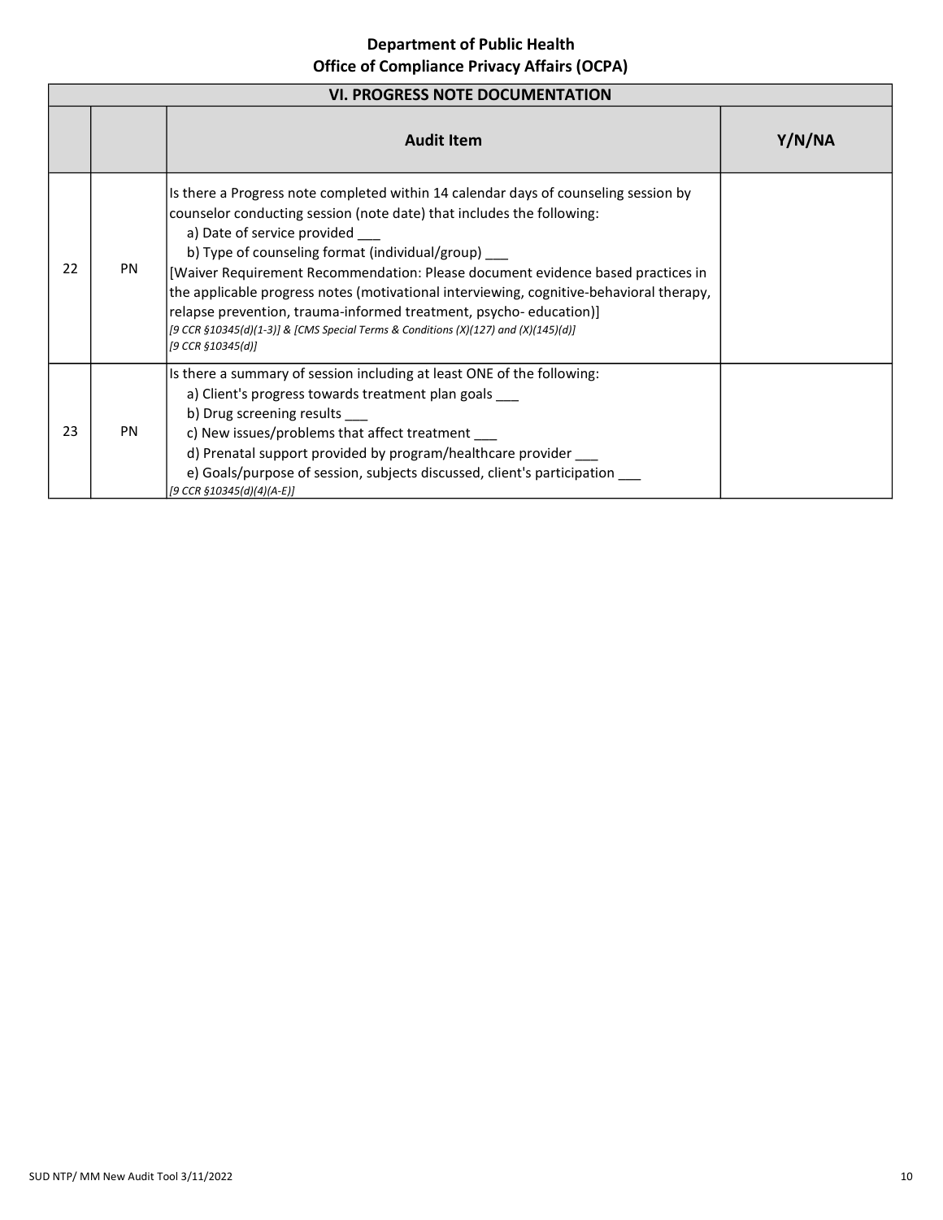**Department of Public Health**
**Office of Compliance Privacy Affairs (OCPA)**

| VI. PROGRESS NOTE DOCUMENTATION | | | |
|---|---|---|---|
| | | **Audit Item** | **Y/N/NA** |
| 22 | PN | Is there a Progress note completed within 14 calendar days of counseling session by counselor conducting session (note date) that includes the following:<br>a) Date of service provided ___<br>b) Type of counseling format (individual/group) ___<br>[Waiver Requirement Recommendation: Please document evidence based practices in the applicable progress notes (motivational interviewing, cognitive-behavioral therapy, relapse prevention, trauma-informed treatment, psycho- education)]<br>*[9 CCR §10345(d)(1-3)] & [CMS Special Terms & Conditions (X)(127) and (X)(145)(d)]*<br>*[9 CCR §10345(d)]* | |
| 23 | PN | Is there a summary of session including at least ONE of the following:<br>a) Client's progress towards treatment plan goals ___<br>b) Drug screening results ___<br>c) New issues/problems that affect treatment ___<br>d) Prenatal support provided by program/healthcare provider ___<br>e) Goals/purpose of session, subjects discussed, client's participation ___<br>*[9 CCR §10345(d)(4)(A-E)]* | |